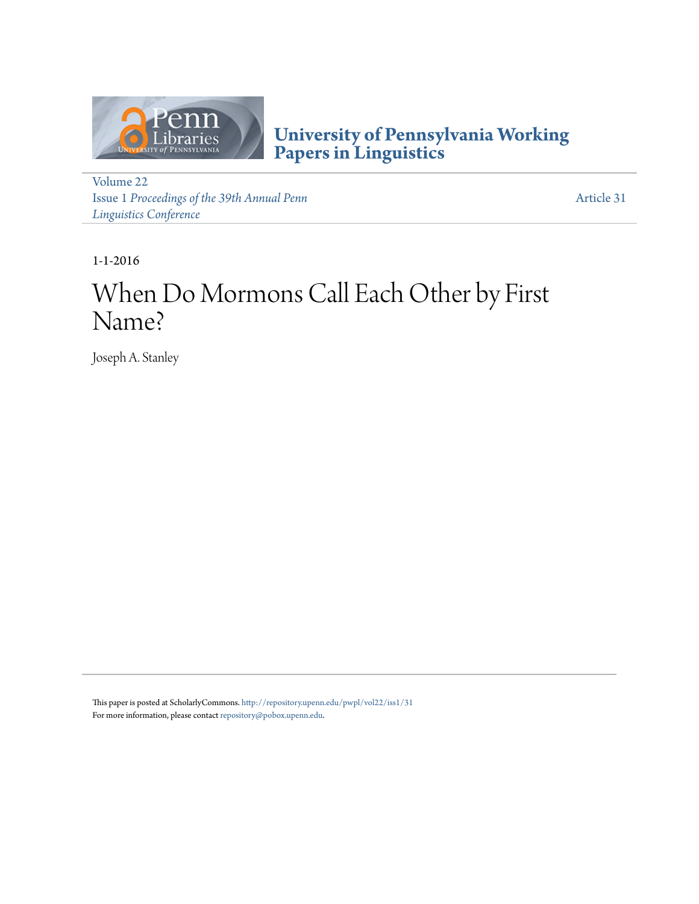# University of Pennsylvania Working Papers in Linguistics

Volume 22
Issue 1 *Proceedings of the 39th Annual Penn Linguistics Conference*

Article 31

1-1-2016

# When Do Mormons Call Each Other by First Name?

Joseph A. Stanley

This paper is posted at ScholarlyCommons. http://repository.upenn.edu/pwpl/vol22/iss1/31
For more information, please contact repository@pobox.upenn.edu.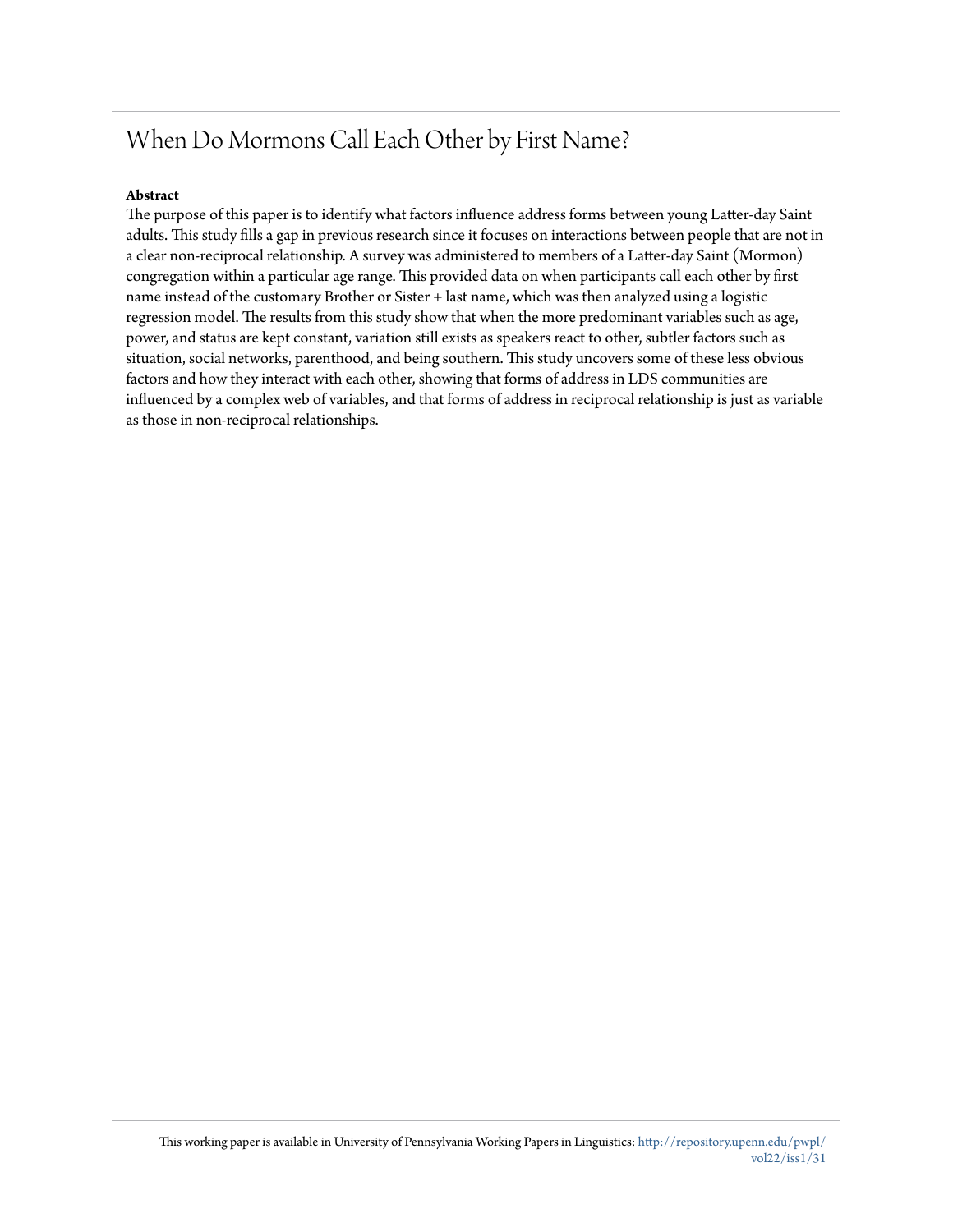# When Do Mormons Call Each Other by First Name?

**Abstract**

The purpose of this paper is to identify what factors influence address forms between young Latter-day Saint adults. This study fills a gap in previous research since it focuses on interactions between people that are not in a clear non-reciprocal relationship. A survey was administered to members of a Latter-day Saint (Mormon) congregation within a particular age range. This provided data on when participants call each other by first name instead of the customary Brother or Sister + last name, which was then analyzed using a logistic regression model. The results from this study show that when the more predominant variables such as age, power, and status are kept constant, variation still exists as speakers react to other, subtler factors such as situation, social networks, parenthood, and being southern. This study uncovers some of these less obvious factors and how they interact with each other, showing that forms of address in LDS communities are influenced by a complex web of variables, and that forms of address in reciprocal relationship is just as variable as those in non-reciprocal relationships.

This working paper is available in University of Pennsylvania Working Papers in Linguistics: http://repository.upenn.edu/pwpl/vol22/iss1/31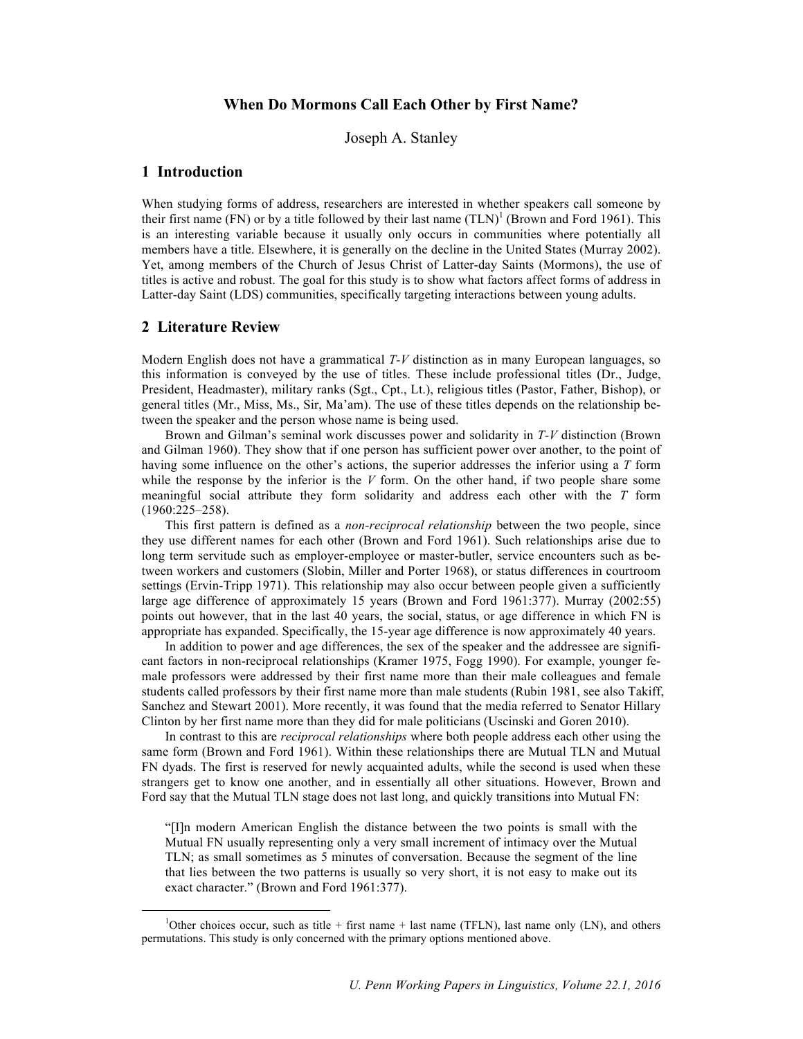# When Do Mormons Call Each Other by First Name?

Joseph A. Stanley

## 1 Introduction

When studying forms of address, researchers are interested in whether speakers call someone by their first name (FN) or by a title followed by their last name (TLN)[1] (Brown and Ford 1961). This is an interesting variable because it usually only occurs in communities where potentially all members have a title. Elsewhere, it is generally on the decline in the United States (Murray 2002). Yet, among members of the Church of Jesus Christ of Latter-day Saints (Mormons), the use of titles is active and robust. The goal for this study is to show what factors affect forms of address in Latter-day Saint (LDS) communities, specifically targeting interactions between young adults.

## 2 Literature Review

Modern English does not have a grammatical *T-V* distinction as in many European languages, so this information is conveyed by the use of titles. These include professional titles (Dr., Judge, President, Headmaster), military ranks (Sgt., Cpt., Lt.), religious titles (Pastor, Father, Bishop), or general titles (Mr., Miss, Ms., Sir, Ma'am). The use of these titles depends on the relationship between the speaker and the person whose name is being used.

Brown and Gilman's seminal work discusses power and solidarity in *T-V* distinction (Brown and Gilman 1960). They show that if one person has sufficient power over another, to the point of having some influence on the other's actions, the superior addresses the inferior using a *T* form while the response by the inferior is the *V* form. On the other hand, if two people share some meaningful social attribute they form solidarity and address each other with the *T* form (1960:225–258).

This first pattern is defined as a *non-reciprocal relationship* between the two people, since they use different names for each other (Brown and Ford 1961). Such relationships arise due to long term servitude such as employer-employee or master-butler, service encounters such as between workers and customers (Slobin, Miller and Porter 1968), or status differences in courtroom settings (Ervin-Tripp 1971). This relationship may also occur between people given a sufficiently large age difference of approximately 15 years (Brown and Ford 1961:377). Murray (2002:55) points out however, that in the last 40 years, the social, status, or age difference in which FN is appropriate has expanded. Specifically, the 15-year age difference is now approximately 40 years.

In addition to power and age differences, the sex of the speaker and the addressee are significant factors in non-reciprocal relationships (Kramer 1975, Fogg 1990). For example, younger female professors were addressed by their first name more than their male colleagues and female students called professors by their first name more than male students (Rubin 1981, see also Takiff, Sanchez and Stewart 2001). More recently, it was found that the media referred to Senator Hillary Clinton by her first name more than they did for male politicians (Uscinski and Goren 2010).

In contrast to this are *reciprocal relationships* where both people address each other using the same form (Brown and Ford 1961). Within these relationships there are Mutual TLN and Mutual FN dyads. The first is reserved for newly acquainted adults, while the second is used when these strangers get to know one another, and in essentially all other situations. However, Brown and Ford say that the Mutual TLN stage does not last long, and quickly transitions into Mutual FN:

> "[I]n modern American English the distance between the two points is small with the Mutual FN usually representing only a very small increment of intimacy over the Mutual TLN; as small sometimes as 5 minutes of conversation. Because the segment of the line that lies between the two patterns is usually so very short, it is not easy to make out its exact character." (Brown and Ford 1961:377).

[1]Other choices occur, such as title + first name + last name (TFLN), last name only (LN), and others permutations. This study is only concerned with the primary options mentioned above.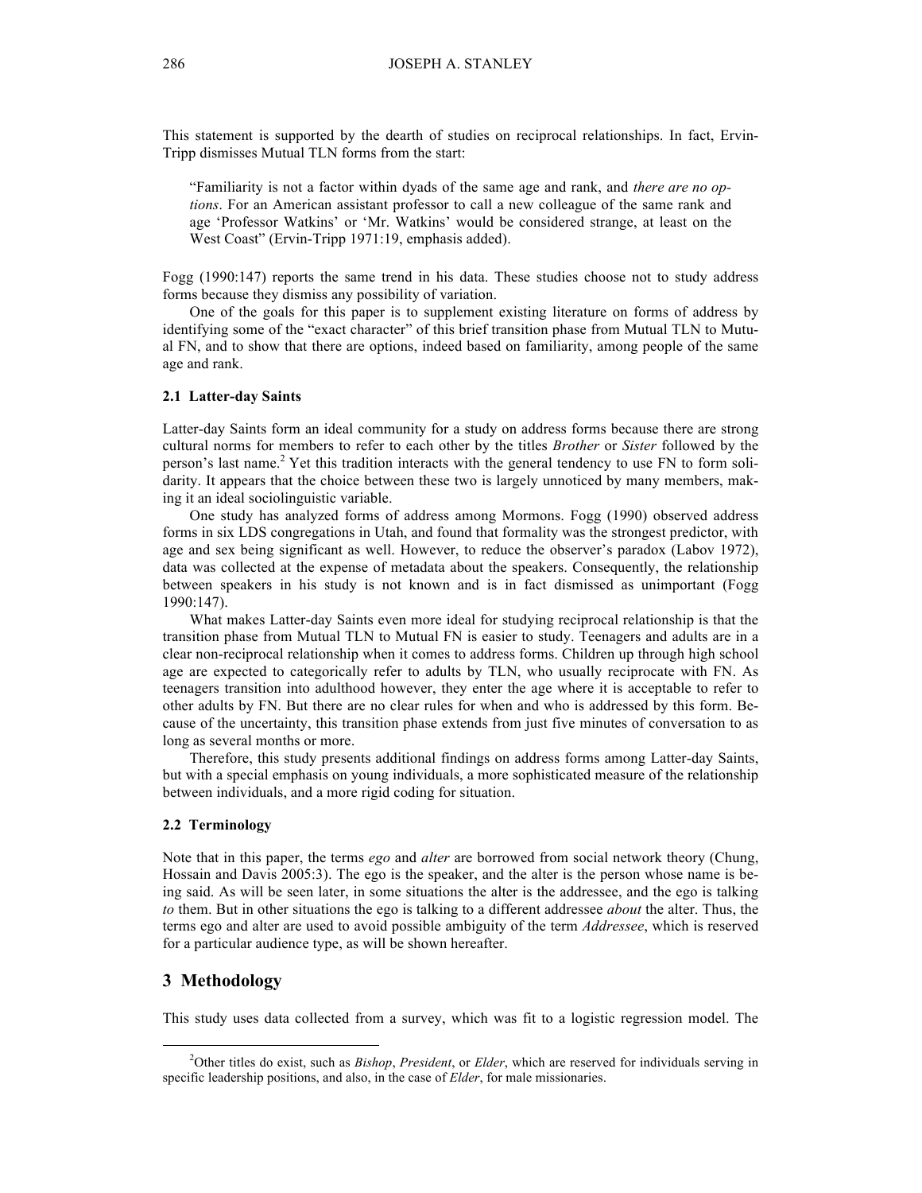This statement is supported by the dearth of studies on reciprocal relationships. In fact, Ervin-Tripp dismisses Mutual TLN forms from the start:

> "Familiarity is not a factor within dyads of the same age and rank, and *there are no options*. For an American assistant professor to call a new colleague of the same rank and age 'Professor Watkins' or 'Mr. Watkins' would be considered strange, at least on the West Coast" (Ervin-Tripp 1971:19, emphasis added).

Fogg (1990:147) reports the same trend in his data. These studies choose not to study address forms because they dismiss any possibility of variation.

One of the goals for this paper is to supplement existing literature on forms of address by identifying some of the "exact character" of this brief transition phase from Mutual TLN to Mutual FN, and to show that there are options, indeed based on familiarity, among people of the same age and rank.

### 2.1 Latter-day Saints

Latter-day Saints form an ideal community for a study on address forms because there are strong cultural norms for members to refer to each other by the titles *Brother* or *Sister* followed by the person's last name.[2] Yet this tradition interacts with the general tendency to use FN to form solidarity. It appears that the choice between these two is largely unnoticed by many members, making it an ideal sociolinguistic variable.

One study has analyzed forms of address among Mormons. Fogg (1990) observed address forms in six LDS congregations in Utah, and found that formality was the strongest predictor, with age and sex being significant as well. However, to reduce the observer's paradox (Labov 1972), data was collected at the expense of metadata about the speakers. Consequently, the relationship between speakers in his study is not known and is in fact dismissed as unimportant (Fogg 1990:147).

What makes Latter-day Saints even more ideal for studying reciprocal relationship is that the transition phase from Mutual TLN to Mutual FN is easier to study. Teenagers and adults are in a clear non-reciprocal relationship when it comes to address forms. Children up through high school age are expected to categorically refer to adults by TLN, who usually reciprocate with FN. As teenagers transition into adulthood however, they enter the age where it is acceptable to refer to other adults by FN. But there are no clear rules for when and who is addressed by this form. Because of the uncertainty, this transition phase extends from just five minutes of conversation to as long as several months or more.

Therefore, this study presents additional findings on address forms among Latter-day Saints, but with a special emphasis on young individuals, a more sophisticated measure of the relationship between individuals, and a more rigid coding for situation.

### 2.2 Terminology

Note that in this paper, the terms *ego* and *alter* are borrowed from social network theory (Chung, Hossain and Davis 2005:3). The ego is the speaker, and the alter is the person whose name is being said. As will be seen later, in some situations the alter is the addressee, and the ego is talking *to* them. But in other situations the ego is talking to a different addressee *about* the alter. Thus, the terms ego and alter are used to avoid possible ambiguity of the term *Addressee*, which is reserved for a particular audience type, as will be shown hereafter.

## 3 Methodology

This study uses data collected from a survey, which was fit to a logistic regression model. The

[2] Other titles do exist, such as *Bishop*, *President*, or *Elder*, which are reserved for individuals serving in specific leadership positions, and also, in the case of *Elder*, for male missionaries.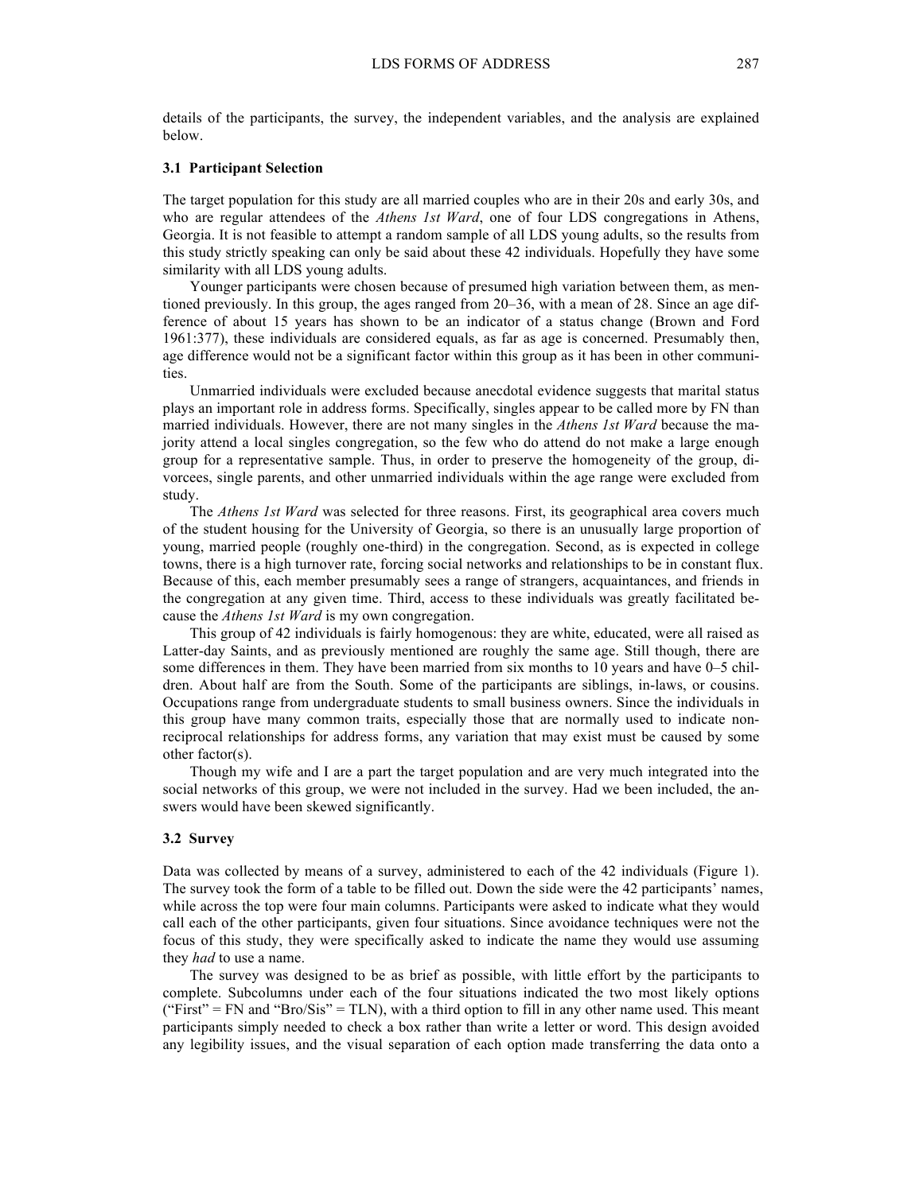details of the participants, the survey, the independent variables, and the analysis are explained below.

### 3.1 Participant Selection

The target population for this study are all married couples who are in their 20s and early 30s, and who are regular attendees of the *Athens 1st Ward*, one of four LDS congregations in Athens, Georgia. It is not feasible to attempt a random sample of all LDS young adults, so the results from this study strictly speaking can only be said about these 42 individuals. Hopefully they have some similarity with all LDS young adults.

Younger participants were chosen because of presumed high variation between them, as mentioned previously. In this group, the ages ranged from 20–36, with a mean of 28. Since an age difference of about 15 years has shown to be an indicator of a status change (Brown and Ford 1961:377), these individuals are considered equals, as far as age is concerned. Presumably then, age difference would not be a significant factor within this group as it has been in other communities.

Unmarried individuals were excluded because anecdotal evidence suggests that marital status plays an important role in address forms. Specifically, singles appear to be called more by FN than married individuals. However, there are not many singles in the *Athens 1st Ward* because the majority attend a local singles congregation, so the few who do attend do not make a large enough group for a representative sample. Thus, in order to preserve the homogeneity of the group, divorcees, single parents, and other unmarried individuals within the age range were excluded from study.

The *Athens 1st Ward* was selected for three reasons. First, its geographical area covers much of the student housing for the University of Georgia, so there is an unusually large proportion of young, married people (roughly one-third) in the congregation. Second, as is expected in college towns, there is a high turnover rate, forcing social networks and relationships to be in constant flux. Because of this, each member presumably sees a range of strangers, acquaintances, and friends in the congregation at any given time. Third, access to these individuals was greatly facilitated because the *Athens 1st Ward* is my own congregation.

This group of 42 individuals is fairly homogenous: they are white, educated, were all raised as Latter-day Saints, and as previously mentioned are roughly the same age. Still though, there are some differences in them. They have been married from six months to 10 years and have 0–5 children. About half are from the South. Some of the participants are siblings, in-laws, or cousins. Occupations range from undergraduate students to small business owners. Since the individuals in this group have many common traits, especially those that are normally used to indicate non-reciprocal relationships for address forms, any variation that may exist must be caused by some other factor(s).

Though my wife and I are a part the target population and are very much integrated into the social networks of this group, we were not included in the survey. Had we been included, the answers would have been skewed significantly.

### 3.2 Survey

Data was collected by means of a survey, administered to each of the 42 individuals (Figure 1). The survey took the form of a table to be filled out. Down the side were the 42 participants' names, while across the top were four main columns. Participants were asked to indicate what they would call each of the other participants, given four situations. Since avoidance techniques were not the focus of this study, they were specifically asked to indicate the name they would use assuming they *had* to use a name.

The survey was designed to be as brief as possible, with little effort by the participants to complete. Subcolumns under each of the four situations indicated the two most likely options ("First" = FN and "Bro/Sis" = TLN), with a third option to fill in any other name used. This meant participants simply needed to check a box rather than write a letter or word. This design avoided any legibility issues, and the visual separation of each option made transferring the data onto a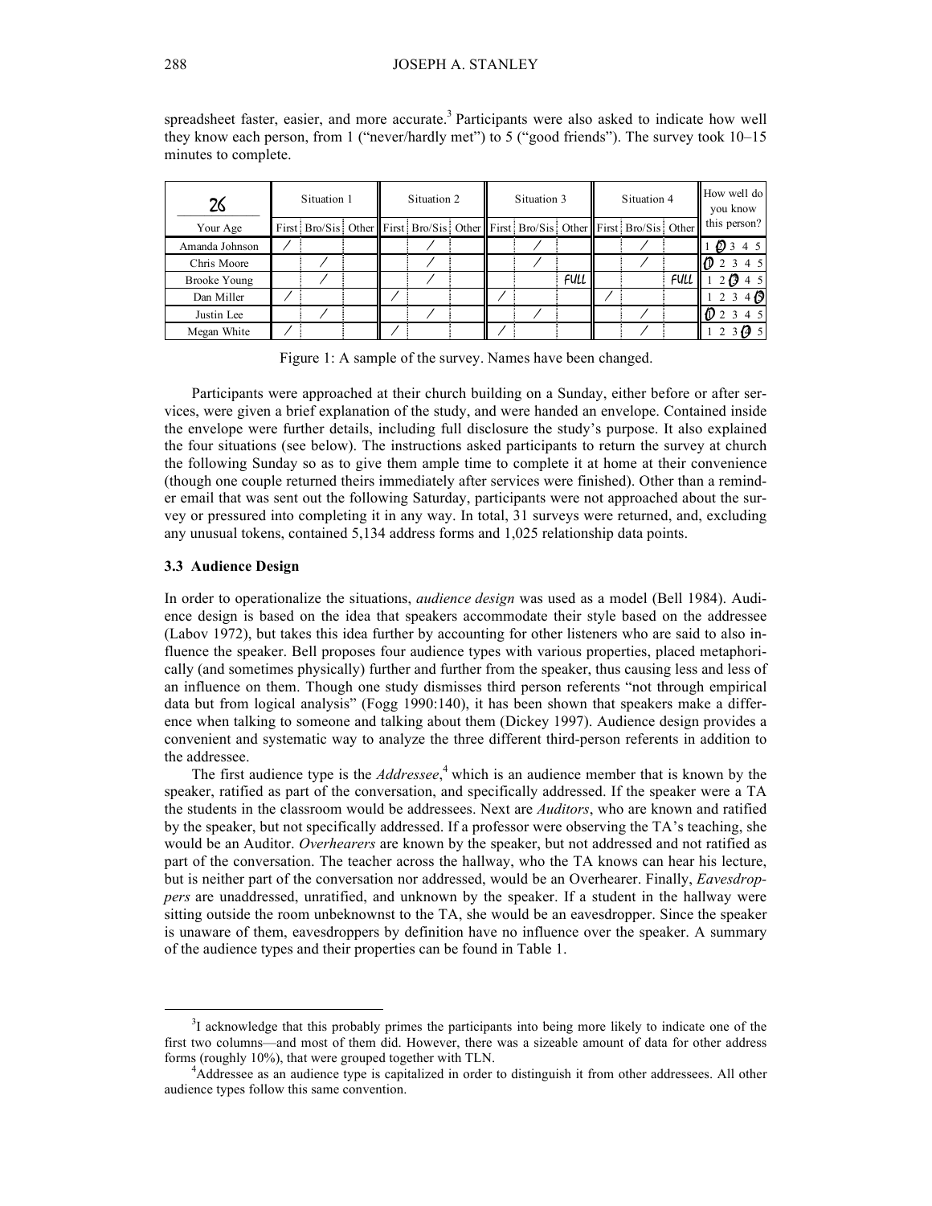spreadsheet faster, easier, and more accurate.[3] Participants were also asked to indicate how well they know each person, from 1 ("never/hardly met") to 5 ("good friends"). The survey took 10–15 minutes to complete.

| 26 Your Age | Situation 1 | | | Situation 2 | | | Situation 3 | | | Situation 4 | | | How well do you know this person? |
|---|---|---|---|---|---|---|---|---|---|---|---|---|---|
| | First | Bro/Sis | Other | First | Bro/Sis | Other | First | Bro/Sis | Other | First | Bro/Sis | Other | |
| Amanda Johnson | / | | | | / | | | / | | | / | | 1 (2) 3 4 5 |
| Chris Moore | | / | | | / | | | / | | | / | | (1) 2 3 4 5 |
| Brooke Young | | / | | | / | | | | FULL | | | FULL | 1 2 (3) 4 5 |
| Dan Miller | / | | | / | | | / | | | / | | | 1 2 3 4 (5) |
| Justin Lee | | / | | | / | | | / | | | / | | (1) 2 3 4 5 |
| Megan White | / | | | / | | | / | | | | / | | 1 2 3 (4) 5 |

Figure 1: A sample of the survey. Names have been changed.

Participants were approached at their church building on a Sunday, either before or after services, were given a brief explanation of the study, and were handed an envelope. Contained inside the envelope were further details, including full disclosure the study's purpose. It also explained the four situations (see below). The instructions asked participants to return the survey at church the following Sunday so as to give them ample time to complete it at home at their convenience (though one couple returned theirs immediately after services were finished). Other than a reminder email that was sent out the following Saturday, participants were not approached about the survey or pressured into completing it in any way. In total, 31 surveys were returned, and, excluding any unusual tokens, contained 5,134 address forms and 1,025 relationship data points.

### 3.3 Audience Design

In order to operationalize the situations, *audience design* was used as a model (Bell 1984). Audience design is based on the idea that speakers accommodate their style based on the addressee (Labov 1972), but takes this idea further by accounting for other listeners who are said to also influence the speaker. Bell proposes four audience types with various properties, placed metaphorically (and sometimes physically) further and further from the speaker, thus causing less and less of an influence on them. Though one study dismisses third person referents "not through empirical data but from logical analysis" (Fogg 1990:140), it has been shown that speakers make a difference when talking to someone and talking about them (Dickey 1997). Audience design provides a convenient and systematic way to analyze the three different third-person referents in addition to the addressee.

The first audience type is the *Addressee*,[4] which is an audience member that is known by the speaker, ratified as part of the conversation, and specifically addressed. If the speaker were a TA the students in the classroom would be addressees. Next are *Auditors*, who are known and ratified by the speaker, but not specifically addressed. If a professor were observing the TA's teaching, she would be an Auditor. *Overhearers* are known by the speaker, but not addressed and not ratified as part of the conversation. The teacher across the hallway, who the TA knows can hear his lecture, but is neither part of the conversation nor addressed, would be an Overhearer. Finally, *Eavesdroppers* are unaddressed, unratified, and unknown by the speaker. If a student in the hallway were sitting outside the room unbeknownst to the TA, she would be an eavesdropper. Since the speaker is unaware of them, eavesdroppers by definition have no influence over the speaker. A summary of the audience types and their properties can be found in Table 1.

[3] I acknowledge that this probably primes the participants into being more likely to indicate one of the first two columns—and most of them did. However, there was a sizeable amount of data for other address forms (roughly 10%), that were grouped together with TLN.

[4] Addressee as an audience type is capitalized in order to distinguish it from other addressees. All other audience types follow this same convention.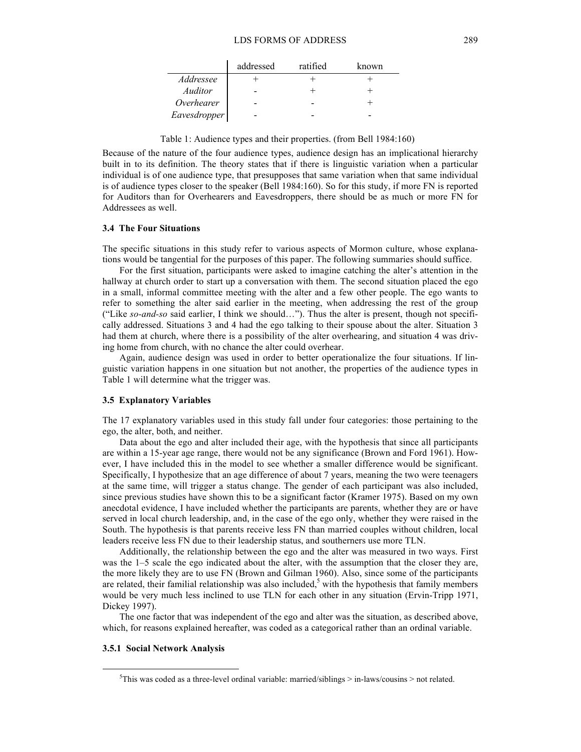| | addressed | ratified | known |
|---|---|---|---|
| *Addressee* | + | + | + |
| *Auditor* | - | + | + |
| *Overhearer* | - | - | + |
| *Eavesdropper* | - | - | - |

Table 1: Audience types and their properties. (from Bell 1984:160)

Because of the nature of the four audience types, audience design has an implicational hierarchy built in to its definition. The theory states that if there is linguistic variation when a particular individual is of one audience type, that presupposes that same variation when that same individual is of audience types closer to the speaker (Bell 1984:160). So for this study, if more FN is reported for Auditors than for Overhearers and Eavesdroppers, there should be as much or more FN for Addressees as well.

### 3.4 The Four Situations

The specific situations in this study refer to various aspects of Mormon culture, whose explanations would be tangential for the purposes of this paper. The following summaries should suffice.

For the first situation, participants were asked to imagine catching the alter's attention in the hallway at church order to start up a conversation with them. The second situation placed the ego in a small, informal committee meeting with the alter and a few other people. The ego wants to refer to something the alter said earlier in the meeting, when addressing the rest of the group ("Like *so-and-so* said earlier, I think we should…"). Thus the alter is present, though not specifically addressed. Situations 3 and 4 had the ego talking to their spouse about the alter. Situation 3 had them at church, where there is a possibility of the alter overhearing, and situation 4 was driving home from church, with no chance the alter could overhear.

Again, audience design was used in order to better operationalize the four situations. If linguistic variation happens in one situation but not another, the properties of the audience types in Table 1 will determine what the trigger was.

### 3.5 Explanatory Variables

The 17 explanatory variables used in this study fall under four categories: those pertaining to the ego, the alter, both, and neither.

Data about the ego and alter included their age, with the hypothesis that since all participants are within a 15-year age range, there would not be any significance (Brown and Ford 1961). However, I have included this in the model to see whether a smaller difference would be significant. Specifically, I hypothesize that an age difference of about 7 years, meaning the two were teenagers at the same time, will trigger a status change. The gender of each participant was also included, since previous studies have shown this to be a significant factor (Kramer 1975). Based on my own anecdotal evidence, I have included whether the participants are parents, whether they are or have served in local church leadership, and, in the case of the ego only, whether they were raised in the South. The hypothesis is that parents receive less FN than married couples without children, local leaders receive less FN due to their leadership status, and southerners use more TLN.

Additionally, the relationship between the ego and the alter was measured in two ways. First was the 1–5 scale the ego indicated about the alter, with the assumption that the closer they are, the more likely they are to use FN (Brown and Gilman 1960). Also, since some of the participants are related, their familial relationship was also included,[5] with the hypothesis that family members would be very much less inclined to use TLN for each other in any situation (Ervin-Tripp 1971, Dickey 1997).

The one factor that was independent of the ego and alter was the situation, as described above, which, for reasons explained hereafter, was coded as a categorical rather than an ordinal variable.

#### 3.5.1 Social Network Analysis

[5] This was coded as a three-level ordinal variable: married/siblings > in-laws/cousins > not related.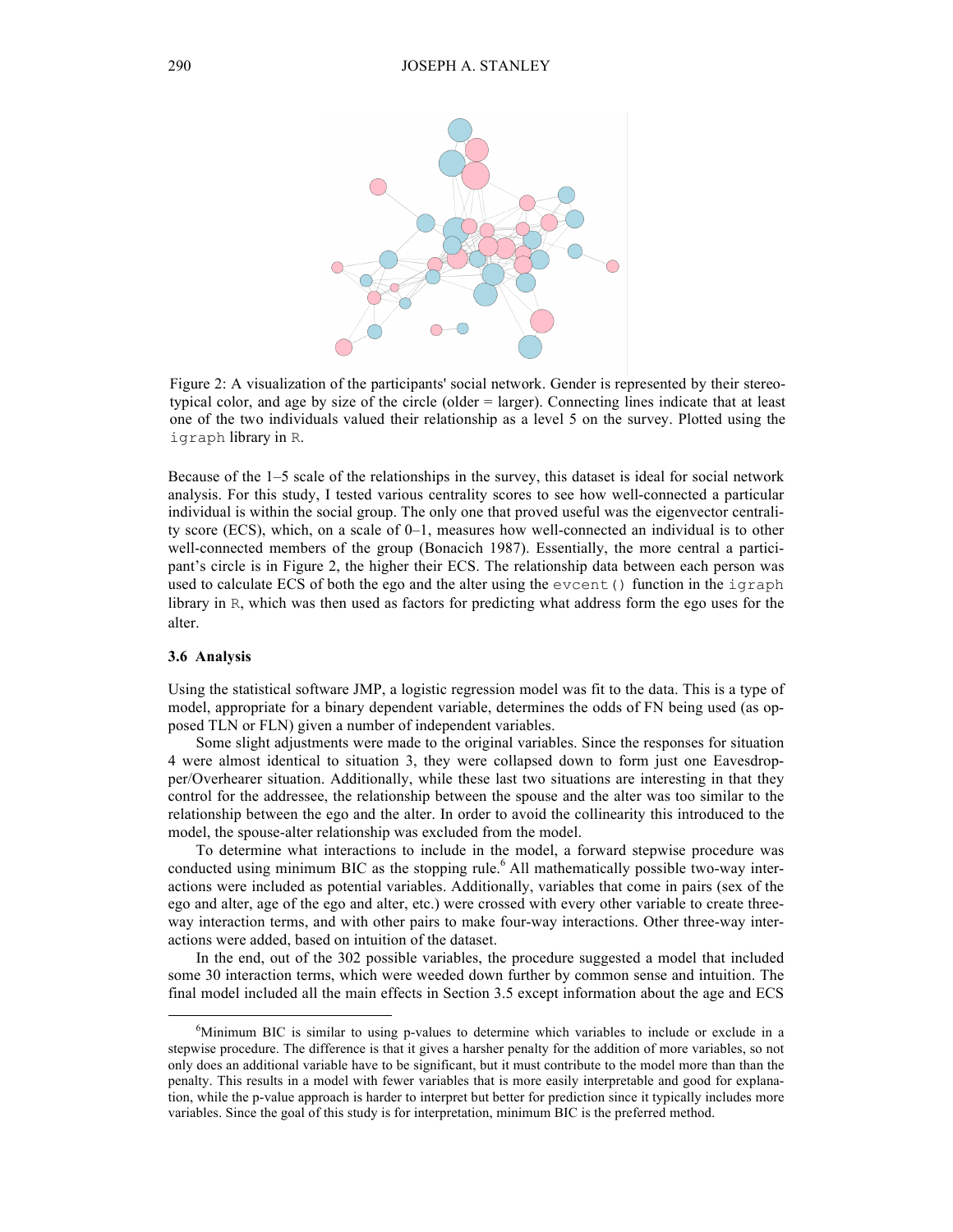Figure 2: A visualization of the participants' social network. Gender is represented by their stereotypical color, and age by size of the circle (older = larger). Connecting lines indicate that at least one of the two individuals valued their relationship as a level 5 on the survey. Plotted using the `igraph` library in `R`.

Because of the 1–5 scale of the relationships in the survey, this dataset is ideal for social network analysis. For this study, I tested various centrality scores to see how well-connected a particular individual is within the social group. The only one that proved useful was the eigenvector centrality score (ECS), which, on a scale of 0–1, measures how well-connected an individual is to other well-connected members of the group (Bonacich 1987). Essentially, the more central a participant's circle is in Figure 2, the higher their ECS. The relationship data between each person was used to calculate ECS of both the ego and the alter using the `evcent()` function in the `igraph` library in `R`, which was then used as factors for predicting what address form the ego uses for the alter.

### 3.6 Analysis

Using the statistical software JMP, a logistic regression model was fit to the data. This is a type of model, appropriate for a binary dependent variable, determines the odds of FN being used (as opposed TLN or FLN) given a number of independent variables.

Some slight adjustments were made to the original variables. Since the responses for situation 4 were almost identical to situation 3, they were collapsed down to form just one Eavesdropper/Overhearer situation. Additionally, while these last two situations are interesting in that they control for the addressee, the relationship between the spouse and the alter was too similar to the relationship between the ego and the alter. In order to avoid the collinearity this introduced to the model, the spouse-alter relationship was excluded from the model.

To determine what interactions to include in the model, a forward stepwise procedure was conducted using minimum BIC as the stopping rule.[6] All mathematically possible two-way interactions were included as potential variables. Additionally, variables that come in pairs (sex of the ego and alter, age of the ego and alter, etc.) were crossed with every other variable to create three-way interaction terms, and with other pairs to make four-way interactions. Other three-way interactions were added, based on intuition of the dataset.

In the end, out of the 302 possible variables, the procedure suggested a model that included some 30 interaction terms, which were weeded down further by common sense and intuition. The final model included all the main effects in Section 3.5 except information about the age and ECS

[6]Minimum BIC is similar to using p-values to determine which variables to include or exclude in a stepwise procedure. The difference is that it gives a harsher penalty for the addition of more variables, so not only does an additional variable have to be significant, but it must contribute to the model more than than the penalty. This results in a model with fewer variables that is more easily interpretable and good for explanation, while the p-value approach is harder to interpret but better for prediction since it typically includes more variables. Since the goal of this study is for interpretation, minimum BIC is the preferred method.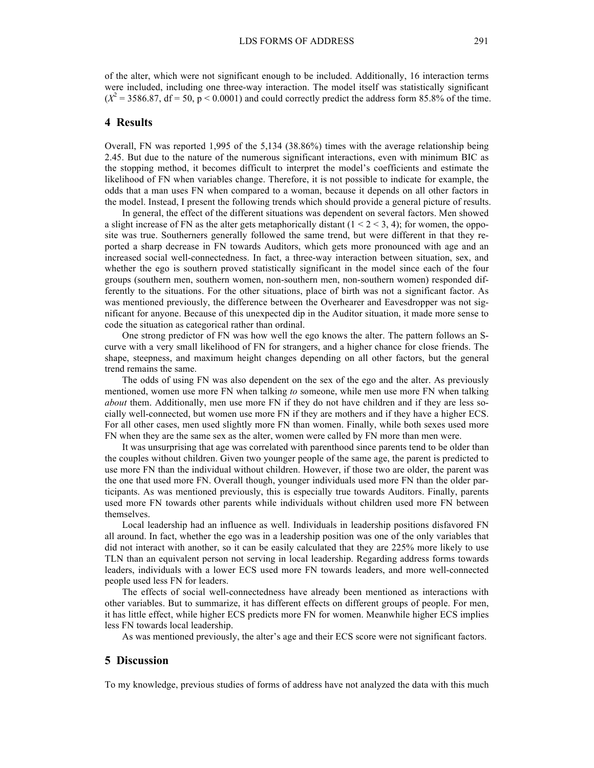of the alter, which were not significant enough to be included. Additionally, 16 interaction terms were included, including one three-way interaction. The model itself was statistically significant ($X^2 = 3586.87$, df = 50, $p < 0.0001$) and could correctly predict the address form 85.8% of the time.

## 4 Results

Overall, FN was reported 1,995 of the 5,134 (38.86%) times with the average relationship being 2.45. But due to the nature of the numerous significant interactions, even with minimum BIC as the stopping method, it becomes difficult to interpret the model's coefficients and estimate the likelihood of FN when variables change. Therefore, it is not possible to indicate for example, the odds that a man uses FN when compared to a woman, because it depends on all other factors in the model. Instead, I present the following trends which should provide a general picture of results.

In general, the effect of the different situations was dependent on several factors. Men showed a slight increase of FN as the alter gets metaphorically distant ($1 < 2 < 3, 4$); for women, the opposite was true. Southerners generally followed the same trend, but were different in that they reported a sharp decrease in FN towards Auditors, which gets more pronounced with age and an increased social well-connectedness. In fact, a three-way interaction between situation, sex, and whether the ego is southern proved statistically significant in the model since each of the four groups (southern men, southern women, non-southern men, non-southern women) responded differently to the situations. For the other situations, place of birth was not a significant factor. As was mentioned previously, the difference between the Overhearer and Eavesdropper was not significant for anyone. Because of this unexpected dip in the Auditor situation, it made more sense to code the situation as categorical rather than ordinal.

One strong predictor of FN was how well the ego knows the alter. The pattern follows an S-curve with a very small likelihood of FN for strangers, and a higher chance for close friends. The shape, steepness, and maximum height changes depending on all other factors, but the general trend remains the same.

The odds of using FN was also dependent on the sex of the ego and the alter. As previously mentioned, women use more FN when talking *to* someone, while men use more FN when talking *about* them. Additionally, men use more FN if they do not have children and if they are less socially well-connected, but women use more FN if they are mothers and if they have a higher ECS. For all other cases, men used slightly more FN than women. Finally, while both sexes used more FN when they are the same sex as the alter, women were called by FN more than men were.

It was unsurprising that age was correlated with parenthood since parents tend to be older than the couples without children. Given two younger people of the same age, the parent is predicted to use more FN than the individual without children. However, if those two are older, the parent was the one that used more FN. Overall though, younger individuals used more FN than the older participants. As was mentioned previously, this is especially true towards Auditors. Finally, parents used more FN towards other parents while individuals without children used more FN between themselves.

Local leadership had an influence as well. Individuals in leadership positions disfavored FN all around. In fact, whether the ego was in a leadership position was one of the only variables that did not interact with another, so it can be easily calculated that they are 225% more likely to use TLN than an equivalent person not serving in local leadership. Regarding address forms towards leaders, individuals with a lower ECS used more FN towards leaders, and more well-connected people used less FN for leaders.

The effects of social well-connectedness have already been mentioned as interactions with other variables. But to summarize, it has different effects on different groups of people. For men, it has little effect, while higher ECS predicts more FN for women. Meanwhile higher ECS implies less FN towards local leadership.

As was mentioned previously, the alter's age and their ECS score were not significant factors.

## 5 Discussion

To my knowledge, previous studies of forms of address have not analyzed the data with this much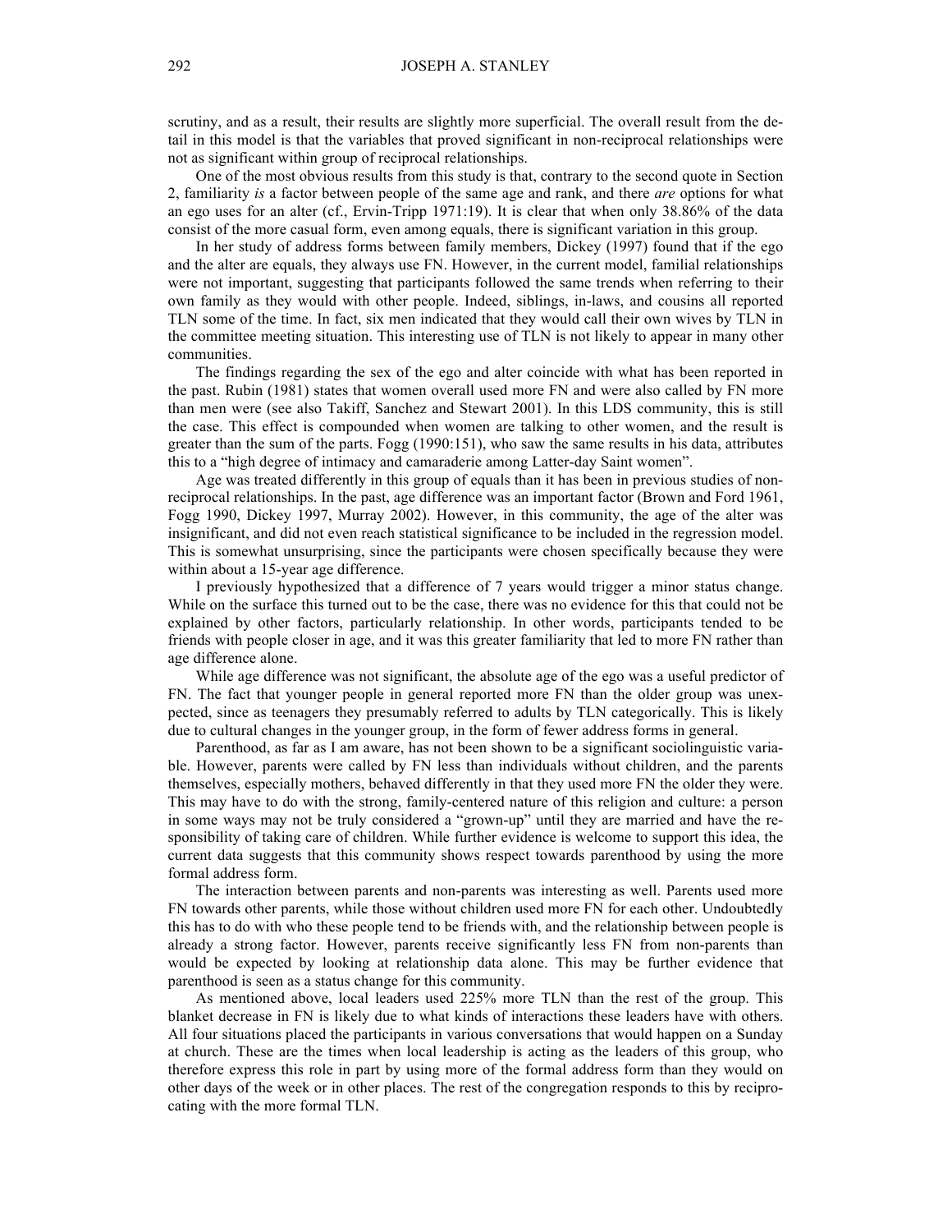scrutiny, and as a result, their results are slightly more superficial. The overall result from the detail in this model is that the variables that proved significant in non-reciprocal relationships were not as significant within group of reciprocal relationships.

One of the most obvious results from this study is that, contrary to the second quote in Section 2, familiarity *is* a factor between people of the same age and rank, and there *are* options for what an ego uses for an alter (cf., Ervin-Tripp 1971:19). It is clear that when only 38.86% of the data consist of the more casual form, even among equals, there is significant variation in this group.

In her study of address forms between family members, Dickey (1997) found that if the ego and the alter are equals, they always use FN. However, in the current model, familial relationships were not important, suggesting that participants followed the same trends when referring to their own family as they would with other people. Indeed, siblings, in-laws, and cousins all reported TLN some of the time. In fact, six men indicated that they would call their own wives by TLN in the committee meeting situation. This interesting use of TLN is not likely to appear in many other communities.

The findings regarding the sex of the ego and alter coincide with what has been reported in the past. Rubin (1981) states that women overall used more FN and were also called by FN more than men were (see also Takiff, Sanchez and Stewart 2001). In this LDS community, this is still the case. This effect is compounded when women are talking to other women, and the result is greater than the sum of the parts. Fogg (1990:151), who saw the same results in his data, attributes this to a "high degree of intimacy and camaraderie among Latter-day Saint women".

Age was treated differently in this group of equals than it has been in previous studies of non-reciprocal relationships. In the past, age difference was an important factor (Brown and Ford 1961, Fogg 1990, Dickey 1997, Murray 2002). However, in this community, the age of the alter was insignificant, and did not even reach statistical significance to be included in the regression model. This is somewhat unsurprising, since the participants were chosen specifically because they were within about a 15-year age difference.

I previously hypothesized that a difference of 7 years would trigger a minor status change. While on the surface this turned out to be the case, there was no evidence for this that could not be explained by other factors, particularly relationship. In other words, participants tended to be friends with people closer in age, and it was this greater familiarity that led to more FN rather than age difference alone.

While age difference was not significant, the absolute age of the ego was a useful predictor of FN. The fact that younger people in general reported more FN than the older group was unexpected, since as teenagers they presumably referred to adults by TLN categorically. This is likely due to cultural changes in the younger group, in the form of fewer address forms in general.

Parenthood, as far as I am aware, has not been shown to be a significant sociolinguistic variable. However, parents were called by FN less than individuals without children, and the parents themselves, especially mothers, behaved differently in that they used more FN the older they were. This may have to do with the strong, family-centered nature of this religion and culture: a person in some ways may not be truly considered a "grown-up" until they are married and have the responsibility of taking care of children. While further evidence is welcome to support this idea, the current data suggests that this community shows respect towards parenthood by using the more formal address form.

The interaction between parents and non-parents was interesting as well. Parents used more FN towards other parents, while those without children used more FN for each other. Undoubtedly this has to do with who these people tend to be friends with, and the relationship between people is already a strong factor. However, parents receive significantly less FN from non-parents than would be expected by looking at relationship data alone. This may be further evidence that parenthood is seen as a status change for this community.

As mentioned above, local leaders used 225% more TLN than the rest of the group. This blanket decrease in FN is likely due to what kinds of interactions these leaders have with others. All four situations placed the participants in various conversations that would happen on a Sunday at church. These are the times when local leadership is acting as the leaders of this group, who therefore express this role in part by using more of the formal address form than they would on other days of the week or in other places. The rest of the congregation responds to this by reciprocating with the more formal TLN.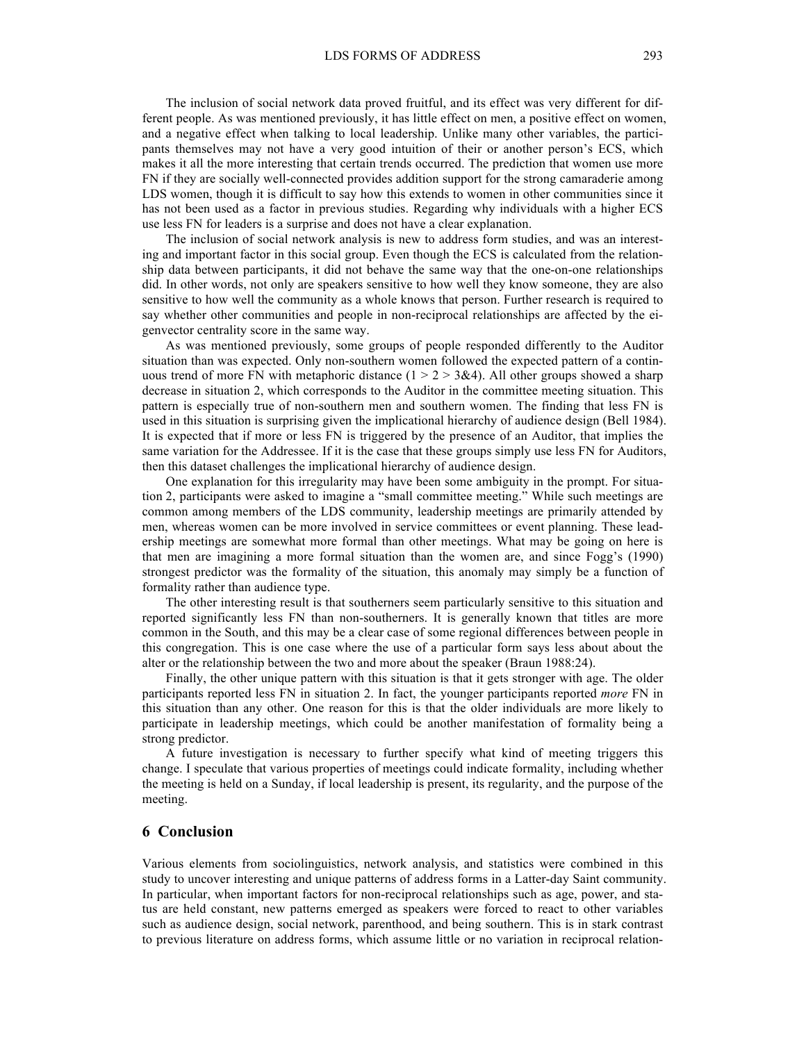The inclusion of social network data proved fruitful, and its effect was very different for different people. As was mentioned previously, it has little effect on men, a positive effect on women, and a negative effect when talking to local leadership. Unlike many other variables, the participants themselves may not have a very good intuition of their or another person's ECS, which makes it all the more interesting that certain trends occurred. The prediction that women use more FN if they are socially well-connected provides addition support for the strong camaraderie among LDS women, though it is difficult to say how this extends to women in other communities since it has not been used as a factor in previous studies. Regarding why individuals with a higher ECS use less FN for leaders is a surprise and does not have a clear explanation.

The inclusion of social network analysis is new to address form studies, and was an interesting and important factor in this social group. Even though the ECS is calculated from the relationship data between participants, it did not behave the same way that the one-on-one relationships did. In other words, not only are speakers sensitive to how well they know someone, they are also sensitive to how well the community as a whole knows that person. Further research is required to say whether other communities and people in non-reciprocal relationships are affected by the eigenvector centrality score in the same way.

As was mentioned previously, some groups of people responded differently to the Auditor situation than was expected. Only non-southern women followed the expected pattern of a continuous trend of more FN with metaphoric distance ($1 > 2 > 3\&4$). All other groups showed a sharp decrease in situation 2, which corresponds to the Auditor in the committee meeting situation. This pattern is especially true of non-southern men and southern women. The finding that less FN is used in this situation is surprising given the implicational hierarchy of audience design (Bell 1984). It is expected that if more or less FN is triggered by the presence of an Auditor, that implies the same variation for the Addressee. If it is the case that these groups simply use less FN for Auditors, then this dataset challenges the implicational hierarchy of audience design.

One explanation for this irregularity may have been some ambiguity in the prompt. For situation 2, participants were asked to imagine a "small committee meeting." While such meetings are common among members of the LDS community, leadership meetings are primarily attended by men, whereas women can be more involved in service committees or event planning. These leadership meetings are somewhat more formal than other meetings. What may be going on here is that men are imagining a more formal situation than the women are, and since Fogg's (1990) strongest predictor was the formality of the situation, this anomaly may simply be a function of formality rather than audience type.

The other interesting result is that southerners seem particularly sensitive to this situation and reported significantly less FN than non-southerners. It is generally known that titles are more common in the South, and this may be a clear case of some regional differences between people in this congregation. This is one case where the use of a particular form says less about about the alter or the relationship between the two and more about the speaker (Braun 1988:24).

Finally, the other unique pattern with this situation is that it gets stronger with age. The older participants reported less FN in situation 2. In fact, the younger participants reported *more* FN in this situation than any other. One reason for this is that the older individuals are more likely to participate in leadership meetings, which could be another manifestation of formality being a strong predictor.

A future investigation is necessary to further specify what kind of meeting triggers this change. I speculate that various properties of meetings could indicate formality, including whether the meeting is held on a Sunday, if local leadership is present, its regularity, and the purpose of the meeting.

## 6 Conclusion

Various elements from sociolinguistics, network analysis, and statistics were combined in this study to uncover interesting and unique patterns of address forms in a Latter-day Saint community. In particular, when important factors for non-reciprocal relationships such as age, power, and status are held constant, new patterns emerged as speakers were forced to react to other variables such as audience design, social network, parenthood, and being southern. This is in stark contrast to previous literature on address forms, which assume little or no variation in reciprocal relation-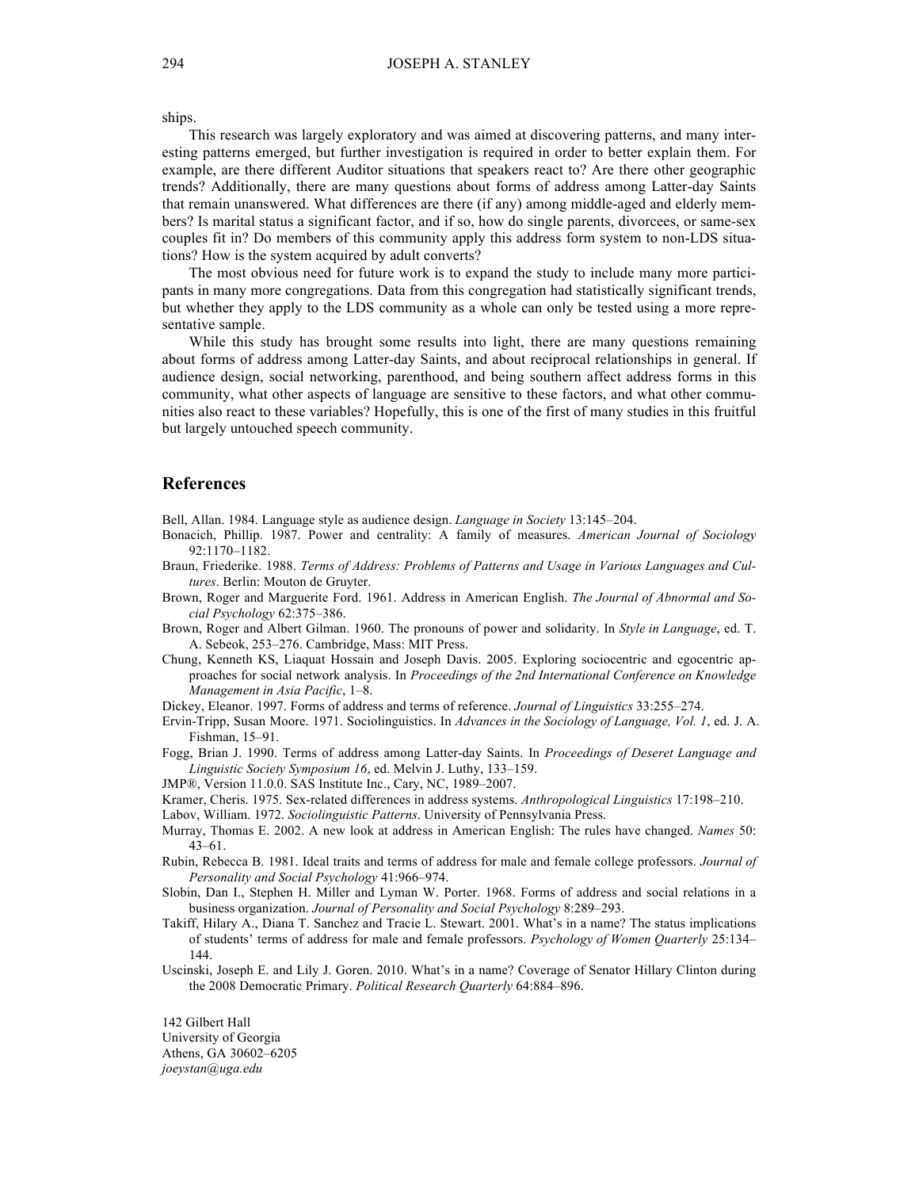ships.

This research was largely exploratory and was aimed at discovering patterns, and many interesting patterns emerged, but further investigation is required in order to better explain them. For example, are there different Auditor situations that speakers react to? Are there other geographic trends? Additionally, there are many questions about forms of address among Latter-day Saints that remain unanswered. What differences are there (if any) among middle-aged and elderly members? Is marital status a significant factor, and if so, how do single parents, divorcees, or same-sex couples fit in? Do members of this community apply this address form system to non-LDS situations? How is the system acquired by adult converts?

The most obvious need for future work is to expand the study to include many more participants in many more congregations. Data from this congregation had statistically significant trends, but whether they apply to the LDS community as a whole can only be tested using a more representative sample.

While this study has brought some results into light, there are many questions remaining about forms of address among Latter-day Saints, and about reciprocal relationships in general. If audience design, social networking, parenthood, and being southern affect address forms in this community, what other aspects of language are sensitive to these factors, and what other communities also react to these variables? Hopefully, this is one of the first of many studies in this fruitful but largely untouched speech community.

## References

Bell, Allan. 1984. Language style as audience design. *Language in Society* 13:145–204.

Bonacich, Phillip. 1987. Power and centrality: A family of measures. *American Journal of Sociology* 92:1170–1182.

Braun, Friederike. 1988. *Terms of Address: Problems of Patterns and Usage in Various Languages and Cultures*. Berlin: Mouton de Gruyter.

Brown, Roger and Marguerite Ford. 1961. Address in American English. *The Journal of Abnormal and Social Psychology* 62:375–386.

Brown, Roger and Albert Gilman. 1960. The pronouns of power and solidarity. In *Style in Language*, ed. T. A. Sebeok, 253–276. Cambridge, Mass: MIT Press.

Chung, Kenneth KS, Liaquat Hossain and Joseph Davis. 2005. Exploring sociocentric and egocentric approaches for social network analysis. In *Proceedings of the 2nd International Conference on Knowledge Management in Asia Pacific*, 1–8.

Dickey, Eleanor. 1997. Forms of address and terms of reference. *Journal of Linguistics* 33:255–274.

Ervin-Tripp, Susan Moore. 1971. Sociolinguistics. In *Advances in the Sociology of Language, Vol. 1*, ed. J. A. Fishman, 15–91.

Fogg, Brian J. 1990. Terms of address among Latter-day Saints. In *Proceedings of Deseret Language and Linguistic Society Symposium 16*, ed. Melvin J. Luthy, 133–159.

JMP®, Version 11.0.0. SAS Institute Inc., Cary, NC, 1989–2007.

Kramer, Cheris. 1975. Sex-related differences in address systems. *Anthropological Linguistics* 17:198–210.

Labov, William. 1972. *Sociolinguistic Patterns*. University of Pennsylvania Press.

Murray, Thomas E. 2002. A new look at address in American English: The rules have changed. *Names* 50: 43–61.

Rubin, Rebecca B. 1981. Ideal traits and terms of address for male and female college professors. *Journal of Personality and Social Psychology* 41:966–974.

Slobin, Dan I., Stephen H. Miller and Lyman W. Porter. 1968. Forms of address and social relations in a business organization. *Journal of Personality and Social Psychology* 8:289–293.

Takiff, Hilary A., Diana T. Sanchez and Tracie L. Stewart. 2001. What's in a name? The status implications of students' terms of address for male and female professors. *Psychology of Women Quarterly* 25:134–144.

Uscinski, Joseph E. and Lily J. Goren. 2010. What's in a name? Coverage of Senator Hillary Clinton during the 2008 Democratic Primary. *Political Research Quarterly* 64:884–896.

142 Gilbert Hall
University of Georgia
Athens, GA 30602–6205
*joeystan@uga.edu*